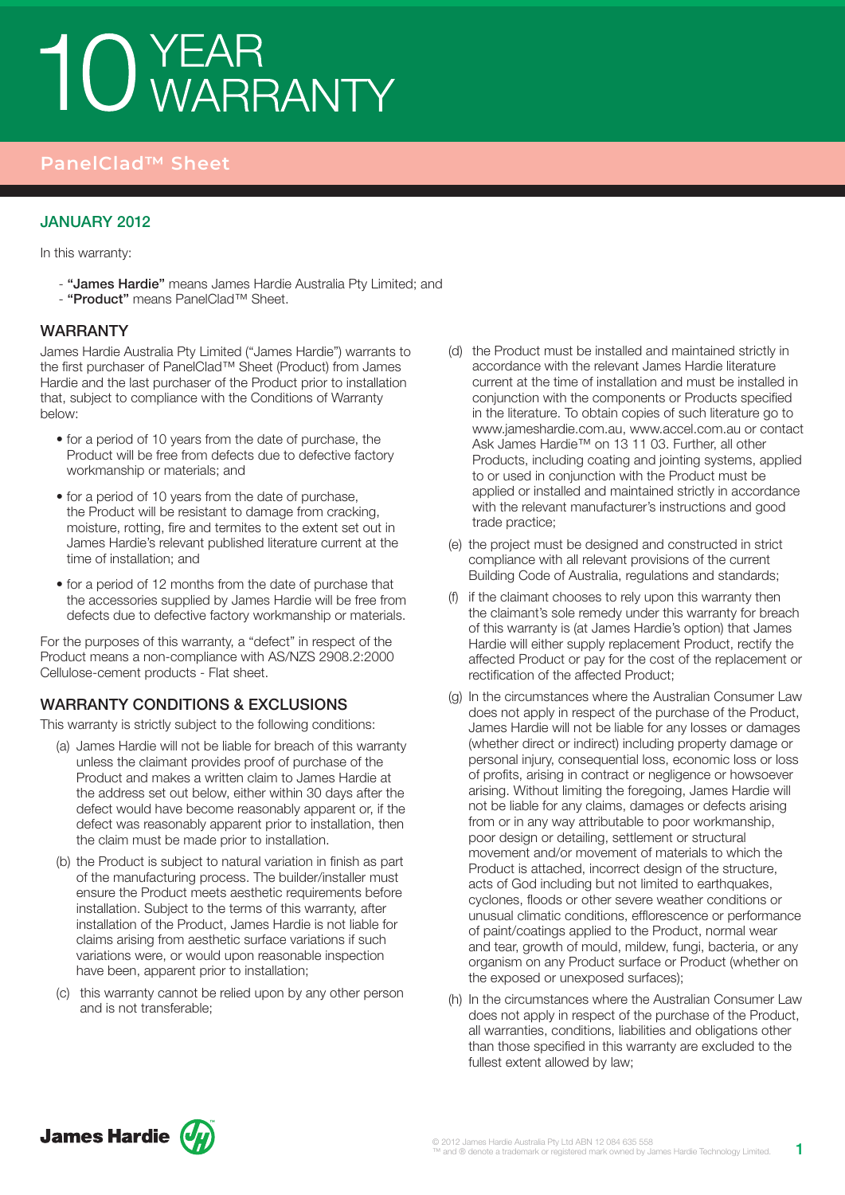# 10 YEAR WARRANTY

## PanelClad™ Sheet

### JANUARY 2012

In this warranty:

- **"James Hardie"** means James Hardie Australia Pty Limited; and
- **"Product"** means PanelClad™ Sheet.

## WARRANTY

James Hardie Australia Pty Limited ("James Hardie") warrants to the first purchaser of PanelClad™ Sheet (Product) from James Hardie and the last purchaser of the Product prior to installation that, subject to compliance with the Conditions of Warranty below:

- for a period of 10 years from the date of purchase, the Product will be free from defects due to defective factory workmanship or materials; and
- for a period of 10 years from the date of purchase, the Product will be resistant to damage from cracking, moisture, rotting, fire and termites to the extent set out in James Hardie's relevant published literature current at the time of installation; and
- for a period of 12 months from the date of purchase that the accessories supplied by James Hardie will be free from defects due to defective factory workmanship or materials.

For the purposes of this warranty, a "defect" in respect of the Product means a non-compliance with AS/NZS 2908.2:2000 Cellulose-cement products - Flat sheet.

## WARRANTY CONDITIONS & EXCLUSIONS

This warranty is strictly subject to the following conditions:

(a) James Hardie will not be liable for breach of this warranty unless the claimant provides proof of purchase of the Product and makes a written claim to James Hardie at the address set out below, either within 30 days after the defect would have become reasonably apparent or, if the defect was reasonably apparent prior to installation, then the claim must be made prior to installation.

(b) the Product is subject to natural variation in finish as part of the manufacturing process. The builder/installer must ensure the Product meets aesthetic requirements before installation. Subject to the terms of this warranty, after installation of the Product, James Hardie is not liable for claims arising from aesthetic surface variations if such variations were, or would upon reasonable inspection have been, apparent prior to installation;

(c) this warranty cannot be relied upon by any other person and is not transferable;

(d) the Product must be installed and maintained strictly in accordance with the relevant James Hardie literature current at the time of installation and must be installed in conjunction with the components or Products specified in the literature. To obtain copies of such literature go to www.jameshardie.com.au, www.accel.com.au or contact Ask James Hardie™ on 13 11 03. Further, all other Products, including coating and jointing systems, applied to or used in conjunction with the Product must be applied or installed and maintained strictly in accordance with the relevant manufacturer's instructions and good trade practice;

(e) the project must be designed and constructed in strict compliance with all relevant provisions of the current Building Code of Australia, regulations and standards;

(f) if the claimant chooses to rely upon this warranty then the claimant's sole remedy under this warranty for breach of this warranty is (at James Hardie's option) that James Hardie will either supply replacement Product, rectify the affected Product or pay for the cost of the replacement or rectification of the affected Product;

(g) In the circumstances where the Australian Consumer Law does not apply in respect of the purchase of the Product, James Hardie will not be liable for any losses or damages (whether direct or indirect) including property damage or personal injury, consequential loss, economic loss or loss of profits, arising in contract or negligence or howsoever arising. Without limiting the foregoing, James Hardie will not be liable for any claims, damages or defects arising from or in any way attributable to poor workmanship, poor design or detailing, settlement or structural movement and/or movement of materials to which the Product is attached, incorrect design of the structure, acts of God including but not limited to earthquakes, cyclones, floods or other severe weather conditions or unusual climatic conditions, efflorescence or performance of paint/coatings applied to the Product, normal wear and tear, growth of mould, mildew, fungi, bacteria, or any organism on any Product surface or Product (whether on the exposed or unexposed surfaces);

(h) In the circumstances where the Australian Consumer Law does not apply in respect of the purchase of the Product, all warranties, conditions, liabilities and obligations other than those specified in this warranty are excluded to the fullest extent allowed by law;

© 2012 James Hardie Australia Pty Ltd ABN 12 084 635 558
™ and ® denote a trademark or registered mark owned by James Hardie Technology Limited.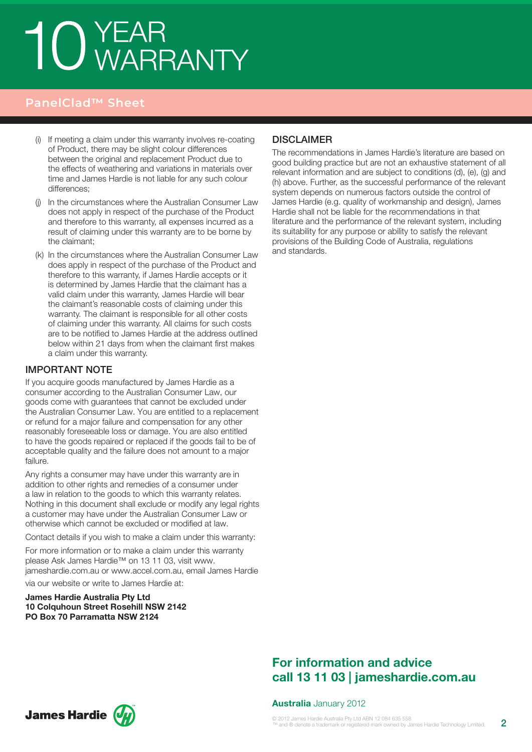# 10 YEAR WARRANTY

## PanelClad™ Sheet

(i) If meeting a claim under this warranty involves re-coating of Product, there may be slight colour differences between the original and replacement Product due to the effects of weathering and variations in materials over time and James Hardie is not liable for any such colour differences;

(j) In the circumstances where the Australian Consumer Law does not apply in respect of the purchase of the Product and therefore to this warranty, all expenses incurred as a result of claiming under this warranty are to be borne by the claimant;

(k) In the circumstances where the Australian Consumer Law does apply in respect of the purchase of the Product and therefore to this warranty, if James Hardie accepts or it is determined by James Hardie that the claimant has a valid claim under this warranty, James Hardie will bear the claimant's reasonable costs of claiming under this warranty. The claimant is responsible for all other costs of claiming under this warranty. All claims for such costs are to be notified to James Hardie at the address outlined below within 21 days from when the claimant first makes a claim under this warranty.

### IMPORTANT NOTE

If you acquire goods manufactured by James Hardie as a consumer according to the Australian Consumer Law, our goods come with guarantees that cannot be excluded under the Australian Consumer Law. You are entitled to a replacement or refund for a major failure and compensation for any other reasonably foreseeable loss or damage. You are also entitled to have the goods repaired or replaced if the goods fail to be of acceptable quality and the failure does not amount to a major failure.

Any rights a consumer may have under this warranty are in addition to other rights and remedies of a consumer under a law in relation to the goods to which this warranty relates. Nothing in this document shall exclude or modify any legal rights a customer may have under the Australian Consumer Law or otherwise which cannot be excluded or modified at law.

Contact details if you wish to make a claim under this warranty:

For more information or to make a claim under this warranty please Ask James Hardie™ on 13 11 03, visit www.jameshardie.com.au or www.accel.com.au, email James Hardie via our website or write to James Hardie at:

**James Hardie Australia Pty Ltd**
**10 Colquhoun Street Rosehill NSW 2142**
**PO Box 70 Parramatta NSW 2124**

### DISCLAIMER

The recommendations in James Hardie's literature are based on good building practice but are not an exhaustive statement of all relevant information and are subject to conditions (d), (e), (g) and (h) above. Further, as the successful performance of the relevant system depends on numerous factors outside the control of James Hardie (e.g. quality of workmanship and design), James Hardie shall not be liable for the recommendations in that literature and the performance of the relevant system, including its suitability for any purpose or ability to satisfy the relevant provisions of the Building Code of Australia, regulations and standards.

**For information and advice call 13 11 03 | jameshardie.com.au**

**Australia** January 2012

© 2012 James Hardie Australia Pty Ltd ABN 12 084 635 558
™ and ® denote a trademark or registered mark owned by James Hardie Technology Limited.

James Hardie